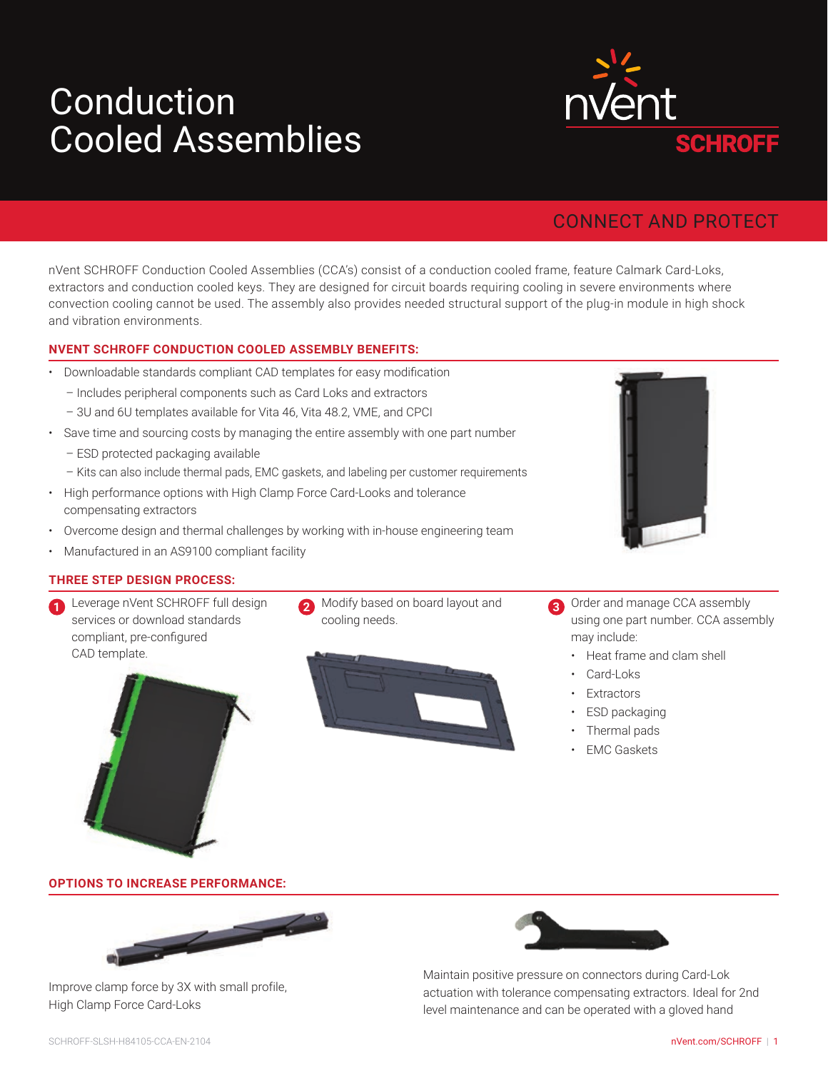# Conduction Cooled Assemblies

nVent SCHROFF

CONNECT AND PROTECT

nVent SCHROFF Conduction Cooled Assemblies (CCA's) consist of a conduction cooled frame, feature Calmark Card-Loks, extractors and conduction cooled keys. They are designed for circuit boards requiring cooling in severe environments where convection cooling cannot be used. The assembly also provides needed structural support of the plug-in module in high shock and vibration environments.

## NVENT SCHROFF CONDUCTION COOLED ASSEMBLY BENEFITS:

- Downloadable standards compliant CAD templates for easy modification
  - Includes peripheral components such as Card Loks and extractors
  - 3U and 6U templates available for Vita 46, Vita 48.2, VME, and CPCI
- Save time and sourcing costs by managing the entire assembly with one part number
  - ESD protected packaging available
  - Kits can also include thermal pads, EMC gaskets, and labeling per customer requirements
- High performance options with High Clamp Force Card-Looks and tolerance compensating extractors
- Overcome design and thermal challenges by working with in-house engineering team
- Manufactured in an AS9100 compliant facility

## THREE STEP DESIGN PROCESS:

1. Leverage nVent SCHROFF full design services or download standards compliant, pre-configured CAD template.
2. Modify based on board layout and cooling needs.
3. Order and manage CCA assembly using one part number. CCA assembly may include:
   - Heat frame and clam shell
   - Card-Loks
   - Extractors
   - ESD packaging
   - Thermal pads
   - EMC Gaskets

## OPTIONS TO INCREASE PERFORMANCE:

Improve clamp force by 3X with small profile, High Clamp Force Card-Loks

Maintain positive pressure on connectors during Card-Lok actuation with tolerance compensating extractors. Ideal for 2nd level maintenance and can be operated with a gloved hand

SCHROFF-SLSH-H84105-CCA-EN-2104

nVent.com/SCHROFF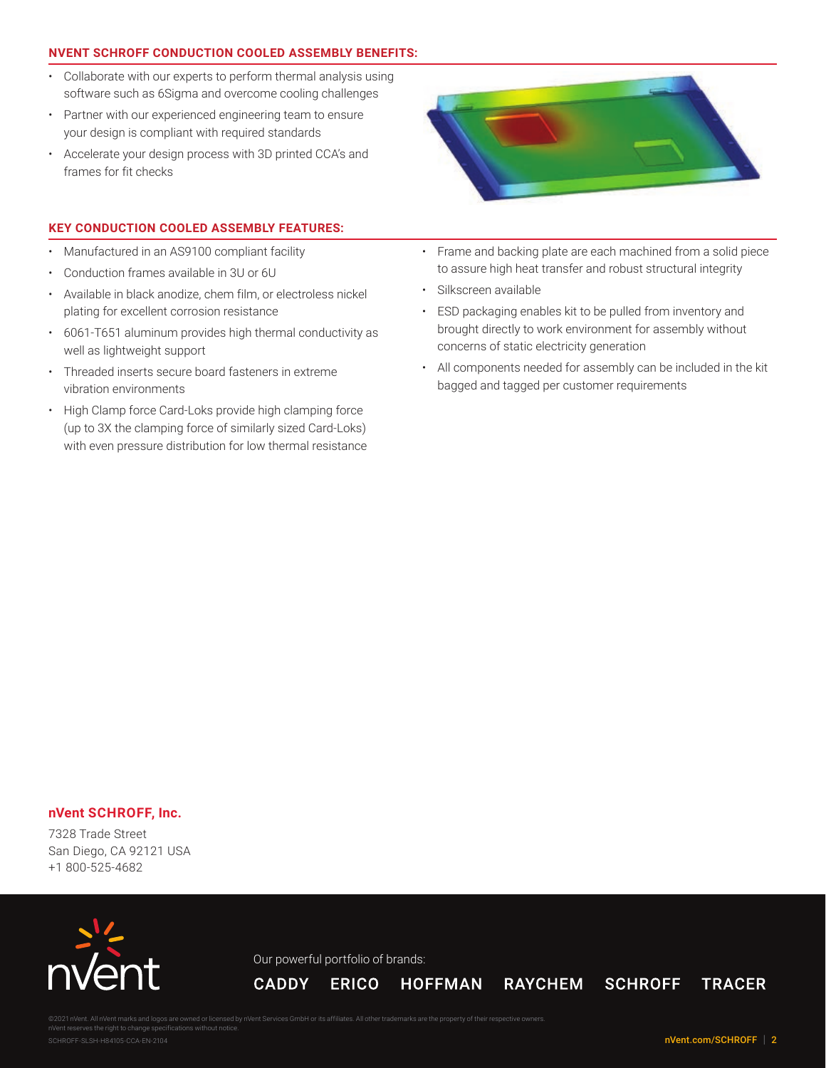## NVENT SCHROFF CONDUCTION COOLED ASSEMBLY BENEFITS:

- Collaborate with our experts to perform thermal analysis using software such as 6Sigma and overcome cooling challenges
- Partner with our experienced engineering team to ensure your design is compliant with required standards
- Accelerate your design process with 3D printed CCA's and frames for fit checks

## KEY CONDUCTION COOLED ASSEMBLY FEATURES:

- Manufactured in an AS9100 compliant facility
- Conduction frames available in 3U or 6U
- Available in black anodize, chem film, or electroless nickel plating for excellent corrosion resistance
- 6061-T651 aluminum provides high thermal conductivity as well as lightweight support
- Threaded inserts secure board fasteners in extreme vibration environments
- High Clamp force Card-Loks provide high clamping force (up to 3X the clamping force of similarly sized Card-Loks) with even pressure distribution for low thermal resistance
- Frame and backing plate are each machined from a solid piece to assure high heat transfer and robust structural integrity
- Silkscreen available
- ESD packaging enables kit to be pulled from inventory and brought directly to work environment for assembly without concerns of static electricity generation
- All components needed for assembly can be included in the kit bagged and tagged per customer requirements

**nVent SCHROFF, Inc.**

7328 Trade Street
San Diego, CA 92121 USA
+1 800-525-4682

Our powerful portfolio of brands:

CADDY ERICO HOFFMAN RAYCHEM SCHROFF TRACER

©2021 nVent. All nVent marks and logos are owned or licensed by nVent Services GmbH or its affiliates. All other trademarks are the property of their respective owners.
nVent reserves the right to change specifications without notice.

SCHROFF-SLSH-H84105-CCA-EN-2104

nVent.com/SCHROFF